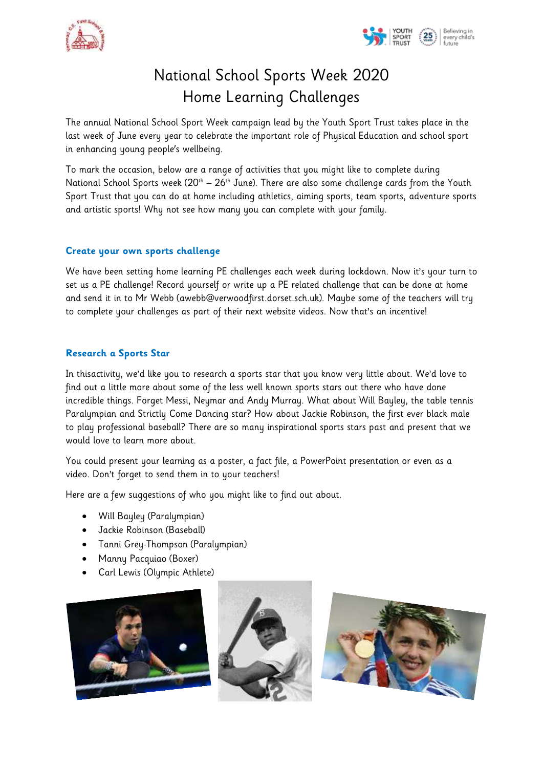# National School Sports Week 2020
# Home Learning Challenges

The annual National School Sport Week campaign lead by the Youth Sport Trust takes place in the last week of June every year to celebrate the important role of Physical Education and school sport in enhancing young people's wellbeing.

To mark the occasion, below are a range of activities that you might like to complete during National School Sports week (20th – 26th June). There are also some challenge cards from the Youth Sport Trust that you can do at home including athletics, aiming sports, team sports, adventure sports and artistic sports! Why not see how many you can complete with your family.

## Create your own sports challenge

We have been setting home learning PE challenges each week during lockdown. Now it's your turn to set us a PE challenge! Record yourself or write up a PE related challenge that can be done at home and send it in to Mr Webb (awebb@verwoodfirst.dorset.sch.uk). Maybe some of the teachers will try to complete your challenges as part of their next website videos. Now that's an incentive!

## Research a Sports Star

In thisactivity, we'd like you to research a sports star that you know very little about. We'd love to find out a little more about some of the less well known sports stars out there who have done incredible things. Forget Messi, Neymar and Andy Murray. What about Will Bayley, the table tennis Paralympian and Strictly Come Dancing star? How about Jackie Robinson, the first ever black male to play professional baseball? There are so many inspirational sports stars past and present that we would love to learn more about.

You could present your learning as a poster, a fact file, a PowerPoint presentation or even as a video. Don't forget to send them in to your teachers!

Here are a few suggestions of who you might like to find out about.

- Will Bayley (Paralympian)
- Jackie Robinson (Baseball)
- Tanni Grey-Thompson (Paralympian)
- Manny Pacquiao (Boxer)
- Carl Lewis (Olympic Athlete)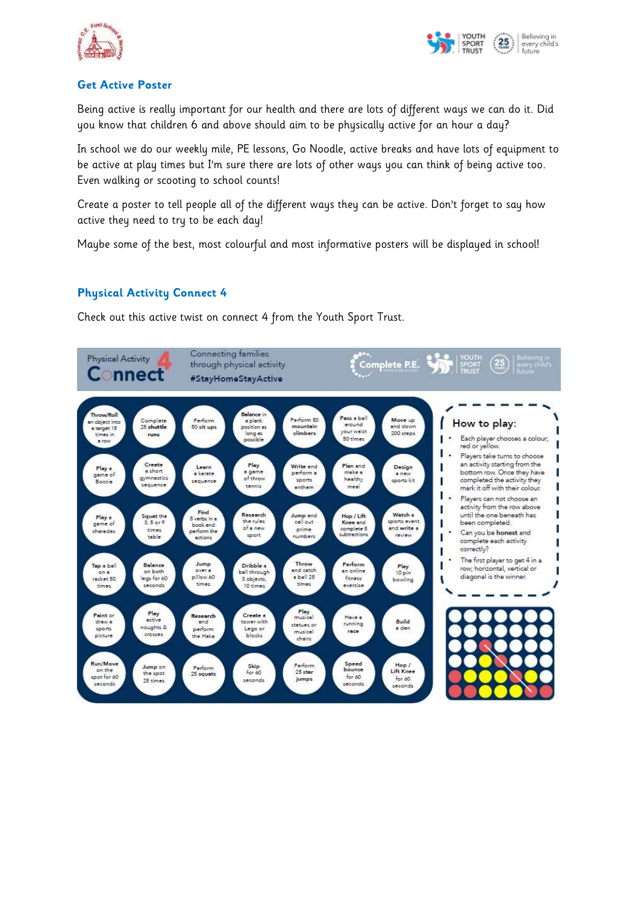## Get Active Poster

Being active is really important for our health and there are lots of different ways we can do it. Did you know that children 6 and above should aim to be physically active for an hour a day?

In school we do our weekly mile, PE lessons, Go Noodle, active breaks and have lots of equipment to be active at play times but I'm sure there are lots of other ways you can think of being active too. Even walking or scooting to school counts!

Create a poster to tell people all of the different ways they can be active. Don't forget to say how active they need to try to be each day!

Maybe some of the best, most colourful and most informative posters will be displayed in school!

## Physical Activity Connect 4

Check out this active twist on connect 4 from the Youth Sport Trust.

Physical Activity Connect 4

Connecting families through physical activity

#StayHomeStayActive

| | | | | | | |
|---|---|---|---|---|---|---|
| Throw/Roll an object into a target 15 times in a row | Complete 25 shuttle runs | Perform 50 sit ups | Balance in a plank position as long as possible | Perform 50 mountain climbers | Pass a ball around your waist 50 times | Move up and down 200 steps |
| Play a game of Boccia | Create a short gymnastics sequence | Learn a karate sequence | Play a game of throw tennis | Write and perform a sports anthem | Plan and make a healthy meal | Design a new sports kit |
| Play a game of charades | Squat the 3, 5 or 9 times table | Find 5 verbs in a book and perform the actions | Research the rules of a new sport | Jump and call out prime numbers | Hop / Lift Knee and complete 5 subtractions | Watch a sports event and write a review |
| Tap a ball on a racket 50 times | Balance on both legs for 60 seconds | Jump over a pillow 60 times | Dribble a ball through 3 objects, 10 times | Throw and catch a ball 25 times | Perform an online fitness exercise | Play 10 pin bowling |
| Paint or draw a sports picture | Play active noughts & crosses | Research and perform the Haka | Create a tower with Lego or blocks | Play musical statues or musical chairs | Have a running race | Build a den |
| Run/Move on the spot for 60 seconds | Jump on the spot 25 times | Perform 25 squats | Skip for 60 seconds | Perform 25 star jumps | Speed bounce for 60 seconds | Hop / Lift Knee for 60 seconds |

### How to play:

- Each player chooses a colour; red or yellow.
- Players take turns to choose an activity starting from the bottom row. Once they have completed the activity they mark it off with their colour.
- Players can not choose an activity from the row above until the one beneath has been completed.
- Can you be **honest** and complete each activity correctly?
- The first player to get 4 in a row; horizontal, vertical or diagonal is the winner.